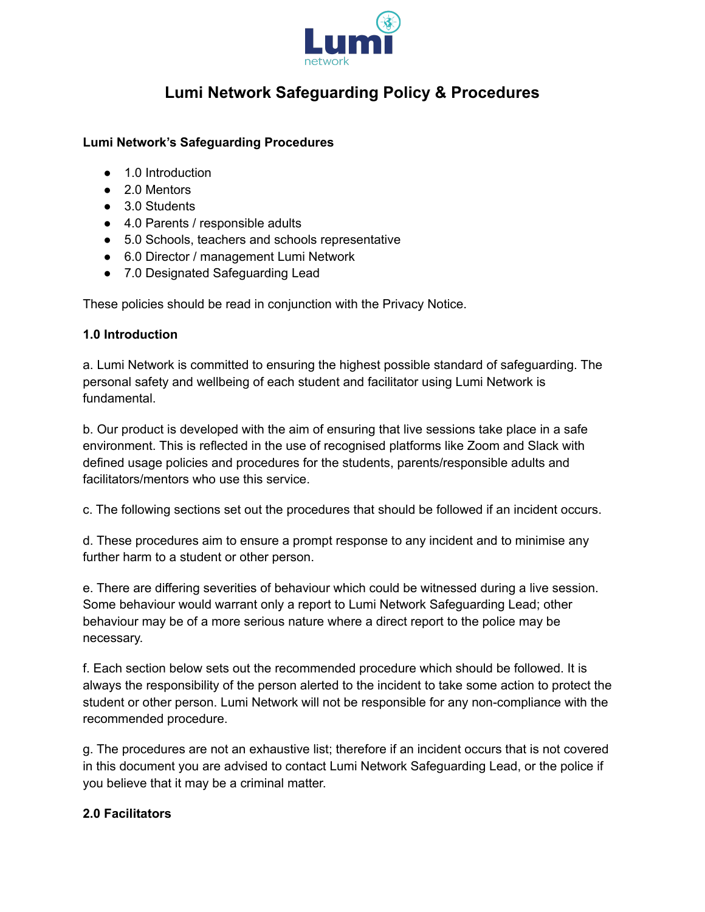# Lumi Network Safeguarding Policy & Procedures

**Lumi Network's Safeguarding Procedures**

- 1.0 Introduction
- 2.0 Mentors
- 3.0 Students
- 4.0 Parents / responsible adults
- 5.0 Schools, teachers and schools representative
- 6.0 Director / management Lumi Network
- 7.0 Designated Safeguarding Lead

These policies should be read in conjunction with the Privacy Notice.

**1.0 Introduction**

a. Lumi Network is committed to ensuring the highest possible standard of safeguarding. The personal safety and wellbeing of each student and facilitator using Lumi Network is fundamental.

b. Our product is developed with the aim of ensuring that live sessions take place in a safe environment. This is reflected in the use of recognised platforms like Zoom and Slack with defined usage policies and procedures for the students, parents/responsible adults and facilitators/mentors who use this service.

c. The following sections set out the procedures that should be followed if an incident occurs.

d. These procedures aim to ensure a prompt response to any incident and to minimise any further harm to a student or other person.

e. There are differing severities of behaviour which could be witnessed during a live session. Some behaviour would warrant only a report to Lumi Network Safeguarding Lead; other behaviour may be of a more serious nature where a direct report to the police may be necessary.

f. Each section below sets out the recommended procedure which should be followed. It is always the responsibility of the person alerted to the incident to take some action to protect the student or other person. Lumi Network will not be responsible for any non-compliance with the recommended procedure.

g. The procedures are not an exhaustive list; therefore if an incident occurs that is not covered in this document you are advised to contact Lumi Network Safeguarding Lead, or the police if you believe that it may be a criminal matter.

**2.0 Facilitators**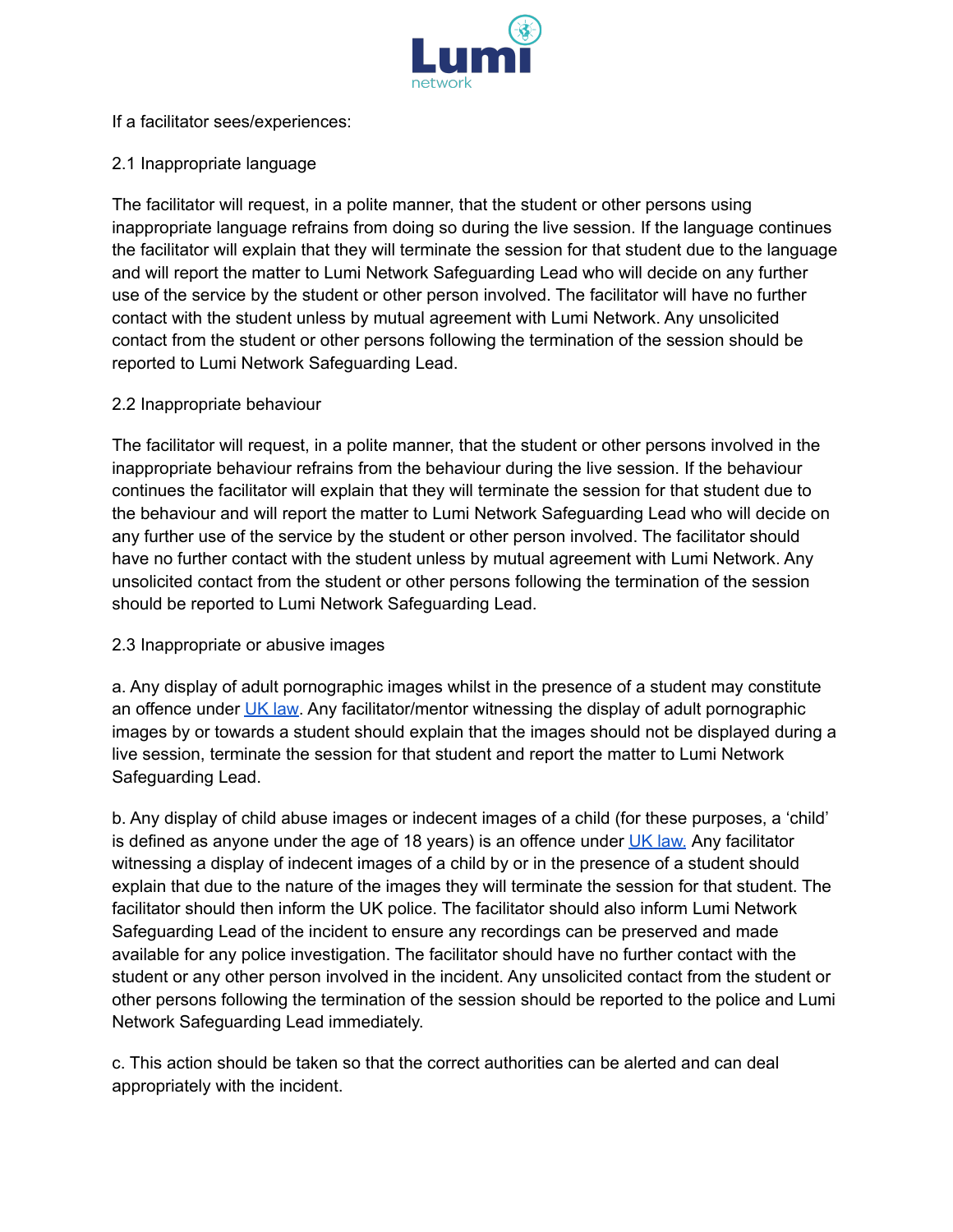If a facilitator sees/experiences:

## 2.1 Inappropriate language

The facilitator will request, in a polite manner, that the student or other persons using inappropriate language refrains from doing so during the live session. If the language continues the facilitator will explain that they will terminate the session for that student due to the language and will report the matter to Lumi Network Safeguarding Lead who will decide on any further use of the service by the student or other person involved. The facilitator will have no further contact with the student unless by mutual agreement with Lumi Network. Any unsolicited contact from the student or other persons following the termination of the session should be reported to Lumi Network Safeguarding Lead.

## 2.2 Inappropriate behaviour

The facilitator will request, in a polite manner, that the student or other persons involved in the inappropriate behaviour refrains from the behaviour during the live session. If the behaviour continues the facilitator will explain that they will terminate the session for that student due to the behaviour and will report the matter to Lumi Network Safeguarding Lead who will decide on any further use of the service by the student or other person involved. The facilitator should have no further contact with the student unless by mutual agreement with Lumi Network. Any unsolicited contact from the student or other persons following the termination of the session should be reported to Lumi Network Safeguarding Lead.

## 2.3 Inappropriate or abusive images

a. Any display of adult pornographic images whilst in the presence of a student may constitute an offence under UK law. Any facilitator/mentor witnessing the display of adult pornographic images by or towards a student should explain that the images should not be displayed during a live session, terminate the session for that student and report the matter to Lumi Network Safeguarding Lead.

b. Any display of child abuse images or indecent images of a child (for these purposes, a 'child' is defined as anyone under the age of 18 years) is an offence under UK law. Any facilitator witnessing a display of indecent images of a child by or in the presence of a student should explain that due to the nature of the images they will terminate the session for that student. The facilitator should then inform the UK police. The facilitator should also inform Lumi Network Safeguarding Lead of the incident to ensure any recordings can be preserved and made available for any police investigation. The facilitator should have no further contact with the student or any other person involved in the incident. Any unsolicited contact from the student or other persons following the termination of the session should be reported to the police and Lumi Network Safeguarding Lead immediately.

c. This action should be taken so that the correct authorities can be alerted and can deal appropriately with the incident.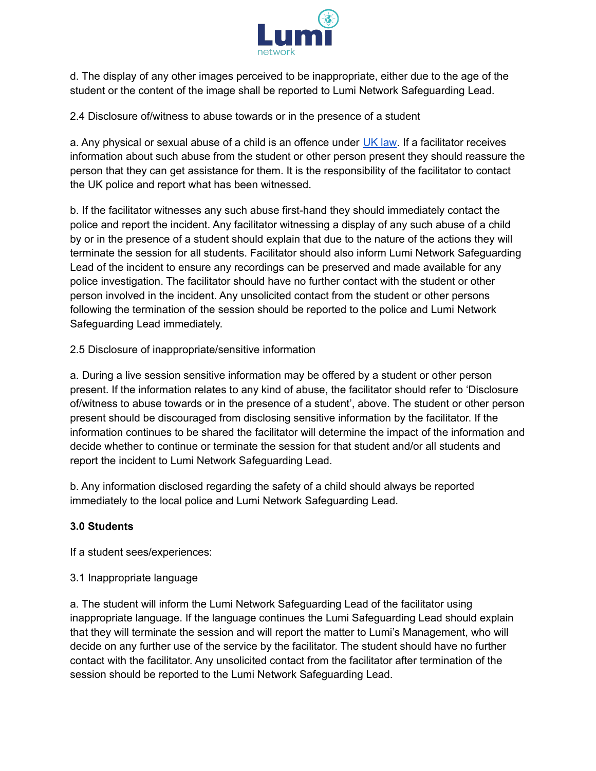d. The display of any other images perceived to be inappropriate, either due to the age of the student or the content of the image shall be reported to Lumi Network Safeguarding Lead.

2.4 Disclosure of/witness to abuse towards or in the presence of a student

a. Any physical or sexual abuse of a child is an offence under [UK law](). If a facilitator receives information about such abuse from the student or other person present they should reassure the person that they can get assistance for them. It is the responsibility of the facilitator to contact the UK police and report what has been witnessed.

b. If the facilitator witnesses any such abuse first-hand they should immediately contact the police and report the incident. Any facilitator witnessing a display of any such abuse of a child by or in the presence of a student should explain that due to the nature of the actions they will terminate the session for all students. Facilitator should also inform Lumi Network Safeguarding Lead of the incident to ensure any recordings can be preserved and made available for any police investigation. The facilitator should have no further contact with the student or other person involved in the incident. Any unsolicited contact from the student or other persons following the termination of the session should be reported to the police and Lumi Network Safeguarding Lead immediately.

2.5 Disclosure of inappropriate/sensitive information

a. During a live session sensitive information may be offered by a student or other person present. If the information relates to any kind of abuse, the facilitator should refer to 'Disclosure of/witness to abuse towards or in the presence of a student', above. The student or other person present should be discouraged from disclosing sensitive information by the facilitator. If the information continues to be shared the facilitator will determine the impact of the information and decide whether to continue or terminate the session for that student and/or all students and report the incident to Lumi Network Safeguarding Lead.

b. Any information disclosed regarding the safety of a child should always be reported immediately to the local police and Lumi Network Safeguarding Lead.

**3.0 Students**

If a student sees/experiences:

3.1 Inappropriate language

a. The student will inform the Lumi Network Safeguarding Lead of the facilitator using inappropriate language. If the language continues the Lumi Safeguarding Lead should explain that they will terminate the session and will report the matter to Lumi's Management, who will decide on any further use of the service by the facilitator. The student should have no further contact with the facilitator. Any unsolicited contact from the facilitator after termination of the session should be reported to the Lumi Network Safeguarding Lead.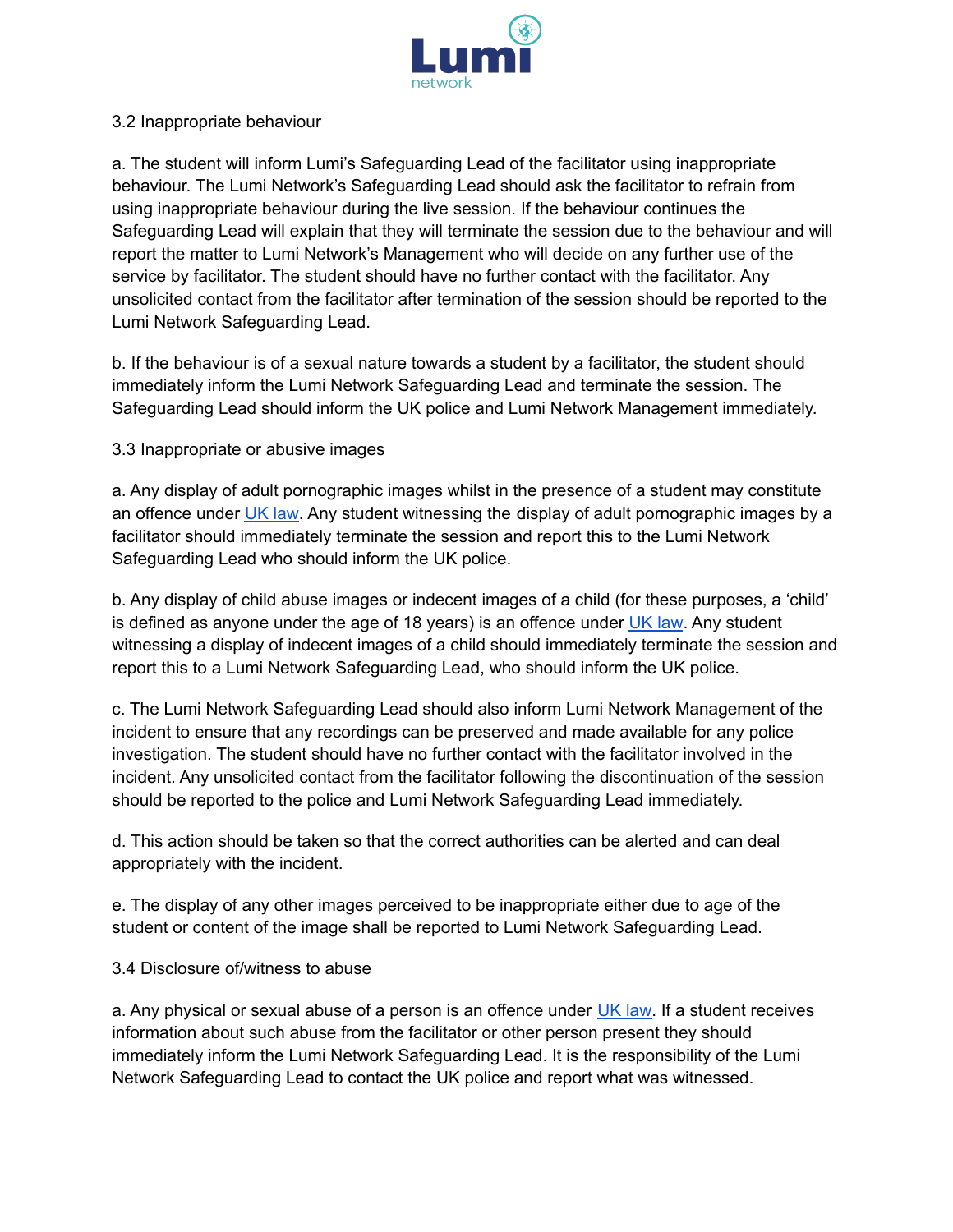3.2 Inappropriate behaviour

a. The student will inform Lumi's Safeguarding Lead of the facilitator using inappropriate behaviour. The Lumi Network's Safeguarding Lead should ask the facilitator to refrain from using inappropriate behaviour during the live session. If the behaviour continues the Safeguarding Lead will explain that they will terminate the session due to the behaviour and will report the matter to Lumi Network's Management who will decide on any further use of the service by facilitator. The student should have no further contact with the facilitator. Any unsolicited contact from the facilitator after termination of the session should be reported to the Lumi Network Safeguarding Lead.

b. If the behaviour is of a sexual nature towards a student by a facilitator, the student should immediately inform the Lumi Network Safeguarding Lead and terminate the session. The Safeguarding Lead should inform the UK police and Lumi Network Management immediately.

3.3 Inappropriate or abusive images

a. Any display of adult pornographic images whilst in the presence of a student may constitute an offence under UK law. Any student witnessing the display of adult pornographic images by a facilitator should immediately terminate the session and report this to the Lumi Network Safeguarding Lead who should inform the UK police.

b. Any display of child abuse images or indecent images of a child (for these purposes, a 'child' is defined as anyone under the age of 18 years) is an offence under UK law. Any student witnessing a display of indecent images of a child should immediately terminate the session and report this to a Lumi Network Safeguarding Lead, who should inform the UK police.

c. The Lumi Network Safeguarding Lead should also inform Lumi Network Management of the incident to ensure that any recordings can be preserved and made available for any police investigation. The student should have no further contact with the facilitator involved in the incident. Any unsolicited contact from the facilitator following the discontinuation of the session should be reported to the police and Lumi Network Safeguarding Lead immediately.

d. This action should be taken so that the correct authorities can be alerted and can deal appropriately with the incident.

e. The display of any other images perceived to be inappropriate either due to age of the student or content of the image shall be reported to Lumi Network Safeguarding Lead.

3.4 Disclosure of/witness to abuse

a. Any physical or sexual abuse of a person is an offence under UK law. If a student receives information about such abuse from the facilitator or other person present they should immediately inform the Lumi Network Safeguarding Lead. It is the responsibility of the Lumi Network Safeguarding Lead to contact the UK police and report what was witnessed.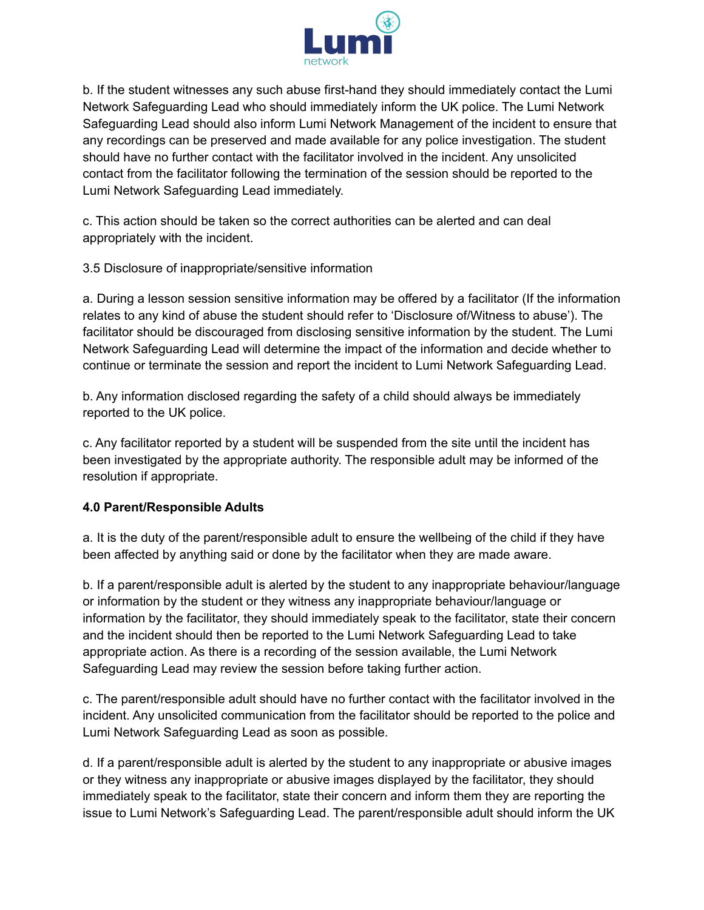b. If the student witnesses any such abuse first-hand they should immediately contact the Lumi Network Safeguarding Lead who should immediately inform the UK police. The Lumi Network Safeguarding Lead should also inform Lumi Network Management of the incident to ensure that any recordings can be preserved and made available for any police investigation. The student should have no further contact with the facilitator involved in the incident. Any unsolicited contact from the facilitator following the termination of the session should be reported to the Lumi Network Safeguarding Lead immediately.

c. This action should be taken so the correct authorities can be alerted and can deal appropriately with the incident.

3.5 Disclosure of inappropriate/sensitive information

a. During a lesson session sensitive information may be offered by a facilitator (If the information relates to any kind of abuse the student should refer to 'Disclosure of/Witness to abuse'). The facilitator should be discouraged from disclosing sensitive information by the student. The Lumi Network Safeguarding Lead will determine the impact of the information and decide whether to continue or terminate the session and report the incident to Lumi Network Safeguarding Lead.

b. Any information disclosed regarding the safety of a child should always be immediately reported to the UK police.

c. Any facilitator reported by a student will be suspended from the site until the incident has been investigated by the appropriate authority. The responsible adult may be informed of the resolution if appropriate.

**4.0 Parent/Responsible Adults**

a. It is the duty of the parent/responsible adult to ensure the wellbeing of the child if they have been affected by anything said or done by the facilitator when they are made aware.

b. If a parent/responsible adult is alerted by the student to any inappropriate behaviour/language or information by the student or they witness any inappropriate behaviour/language or information by the facilitator, they should immediately speak to the facilitator, state their concern and the incident should then be reported to the Lumi Network Safeguarding Lead to take appropriate action. As there is a recording of the session available, the Lumi Network Safeguarding Lead may review the session before taking further action.

c. The parent/responsible adult should have no further contact with the facilitator involved in the incident. Any unsolicited communication from the facilitator should be reported to the police and Lumi Network Safeguarding Lead as soon as possible.

d. If a parent/responsible adult is alerted by the student to any inappropriate or abusive images or they witness any inappropriate or abusive images displayed by the facilitator, they should immediately speak to the facilitator, state their concern and inform them they are reporting the issue to Lumi Network's Safeguarding Lead. The parent/responsible adult should inform the UK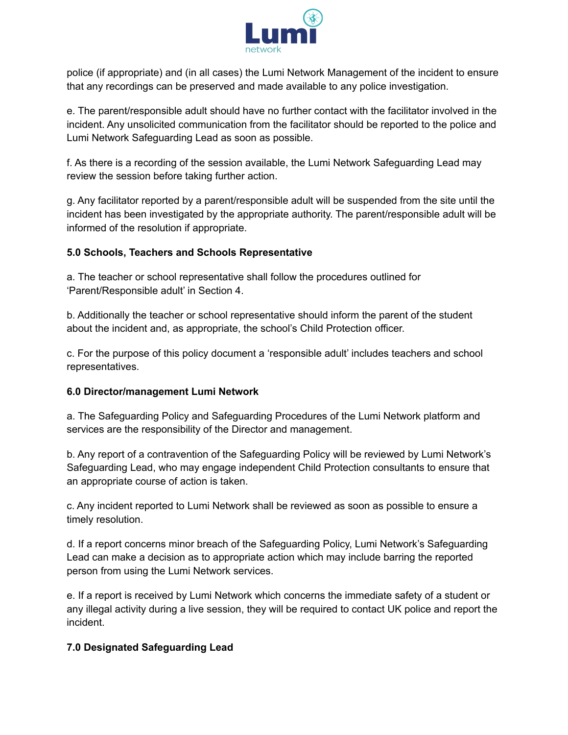police (if appropriate) and (in all cases) the Lumi Network Management of the incident to ensure that any recordings can be preserved and made available to any police investigation.

e. The parent/responsible adult should have no further contact with the facilitator involved in the incident. Any unsolicited communication from the facilitator should be reported to the police and Lumi Network Safeguarding Lead as soon as possible.

f. As there is a recording of the session available, the Lumi Network Safeguarding Lead may review the session before taking further action.

g. Any facilitator reported by a parent/responsible adult will be suspended from the site until the incident has been investigated by the appropriate authority. The parent/responsible adult will be informed of the resolution if appropriate.

**5.0 Schools, Teachers and Schools Representative**

a. The teacher or school representative shall follow the procedures outlined for 'Parent/Responsible adult' in Section 4.

b. Additionally the teacher or school representative should inform the parent of the student about the incident and, as appropriate, the school's Child Protection officer.

c. For the purpose of this policy document a 'responsible adult' includes teachers and school representatives.

**6.0 Director/management Lumi Network**

a. The Safeguarding Policy and Safeguarding Procedures of the Lumi Network platform and services are the responsibility of the Director and management.

b. Any report of a contravention of the Safeguarding Policy will be reviewed by Lumi Network's Safeguarding Lead, who may engage independent Child Protection consultants to ensure that an appropriate course of action is taken.

c. Any incident reported to Lumi Network shall be reviewed as soon as possible to ensure a timely resolution.

d. If a report concerns minor breach of the Safeguarding Policy, Lumi Network's Safeguarding Lead can make a decision as to appropriate action which may include barring the reported person from using the Lumi Network services.

e. If a report is received by Lumi Network which concerns the immediate safety of a student or any illegal activity during a live session, they will be required to contact UK police and report the incident.

**7.0 Designated Safeguarding Lead**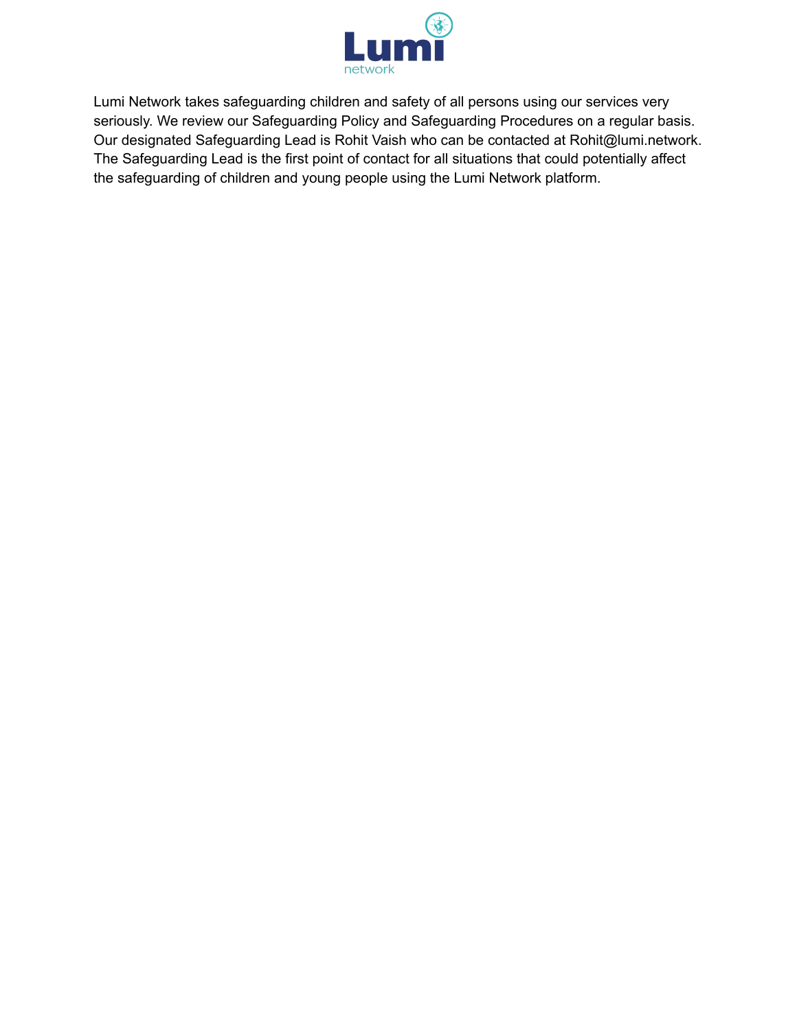Lumi Network takes safeguarding children and safety of all persons using our services very seriously. We review our Safeguarding Policy and Safeguarding Procedures on a regular basis. Our designated Safeguarding Lead is Rohit Vaish who can be contacted at Rohit@lumi.network. The Safeguarding Lead is the first point of contact for all situations that could potentially affect the safeguarding of children and young people using the Lumi Network platform.